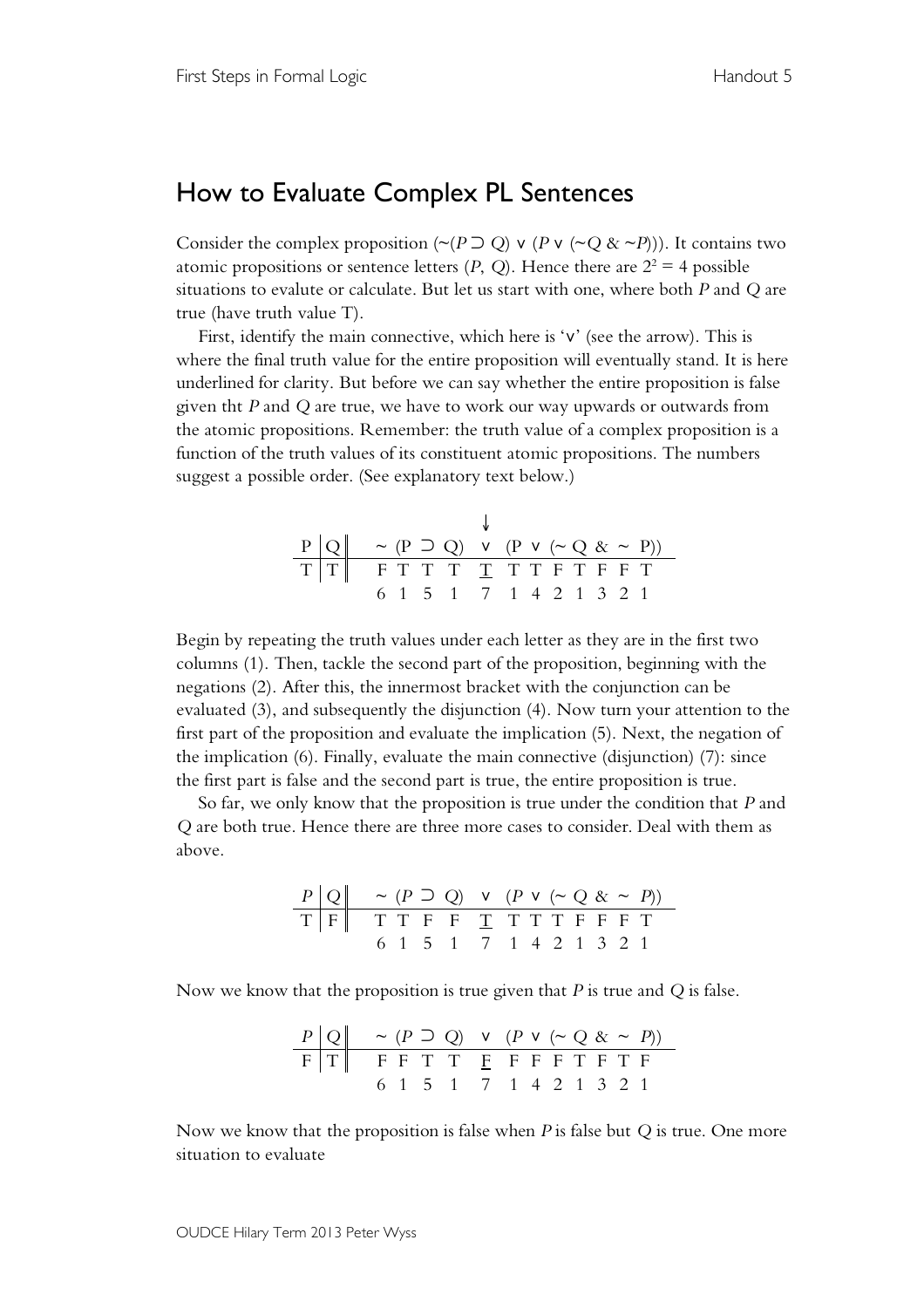# How to Evaluate Complex PL Sentences

Consider the complex proposition (~(*P* ⊃ *Q*) ∨ (*P* ∨ (~*Q* & ~*P*))). It contains two atomic propositions or sentence letters (*P*, *Q*). Hence there are $2^2 = 4$ possible situations to evalute or calculate. But let us start with one, where both *P* and *Q* are true (have truth value T).

First, identify the main connective, which here is '∨' (see the arrow). This is where the final truth value for the entire proposition will eventually stand. It is here underlined for clarity. But before we can say whether the entire proposition is false given tht *P* and *Q* are true, we have to work our way upwards or outwards from the atomic propositions. Remember: the truth value of a complex proposition is a function of the truth values of its constituent atomic propositions. The numbers suggest a possible order. (See explanatory text below.)

| P | Q | ~ | (P | ⊃ | Q) | ∨ ↓ | (P | ∨ | (~ | Q | & | ~ | P)) |
|---|---|---|---|---|---|---|---|---|---|---|---|---|---|
| T | T | F | T | T | T | <u>T</u> | T | T | F | T | F | F | T |
| | | 6 | 1 | 5 | 1 | 7 | 1 | 4 | 2 | 1 | 3 | 2 | 1 |

Begin by repeating the truth values under each letter as they are in the first two columns (1). Then, tackle the second part of the proposition, beginning with the negations (2). After this, the innermost bracket with the conjunction can be evaluated (3), and subsequently the disjunction (4). Now turn your attention to the first part of the proposition and evaluate the implication (5). Next, the negation of the implication (6). Finally, evaluate the main connective (disjunction) (7): since the first part is false and the second part is true, the entire proposition is true.

So far, we only know that the proposition is true under the condition that *P* and *Q* are both true. Hence there are three more cases to consider. Deal with them as above.

| *P* | *Q* | ~ | (*P* | ⊃ | *Q*) | ∨ | (*P* | ∨ | (~ | *Q* | & | ~ | *P*)) |
|---|---|---|---|---|---|---|---|---|---|---|---|---|---|
| T | F | T | T | F | F | <u>T</u> | T | T | T | F | F | F | T |
| | | 6 | 1 | 5 | 1 | 7 | 1 | 4 | 2 | 1 | 3 | 2 | 1 |

Now we know that the proposition is true given that *P* is true and *Q* is false.

| *P* | *Q* | ~ | (*P* | ⊃ | *Q*) | ∨ | (*P* | ∨ | (~ | *Q* | & | ~ | *P*)) |
|---|---|---|---|---|---|---|---|---|---|---|---|---|---|
| F | T | F | F | T | T | <u>F</u> | F | F | F | T | F | T | F |
| | | 6 | 1 | 5 | 1 | 7 | 1 | 4 | 2 | 1 | 3 | 2 | 1 |

Now we know that the proposition is false when *P* is false but *Q* is true. One more situation to evaluate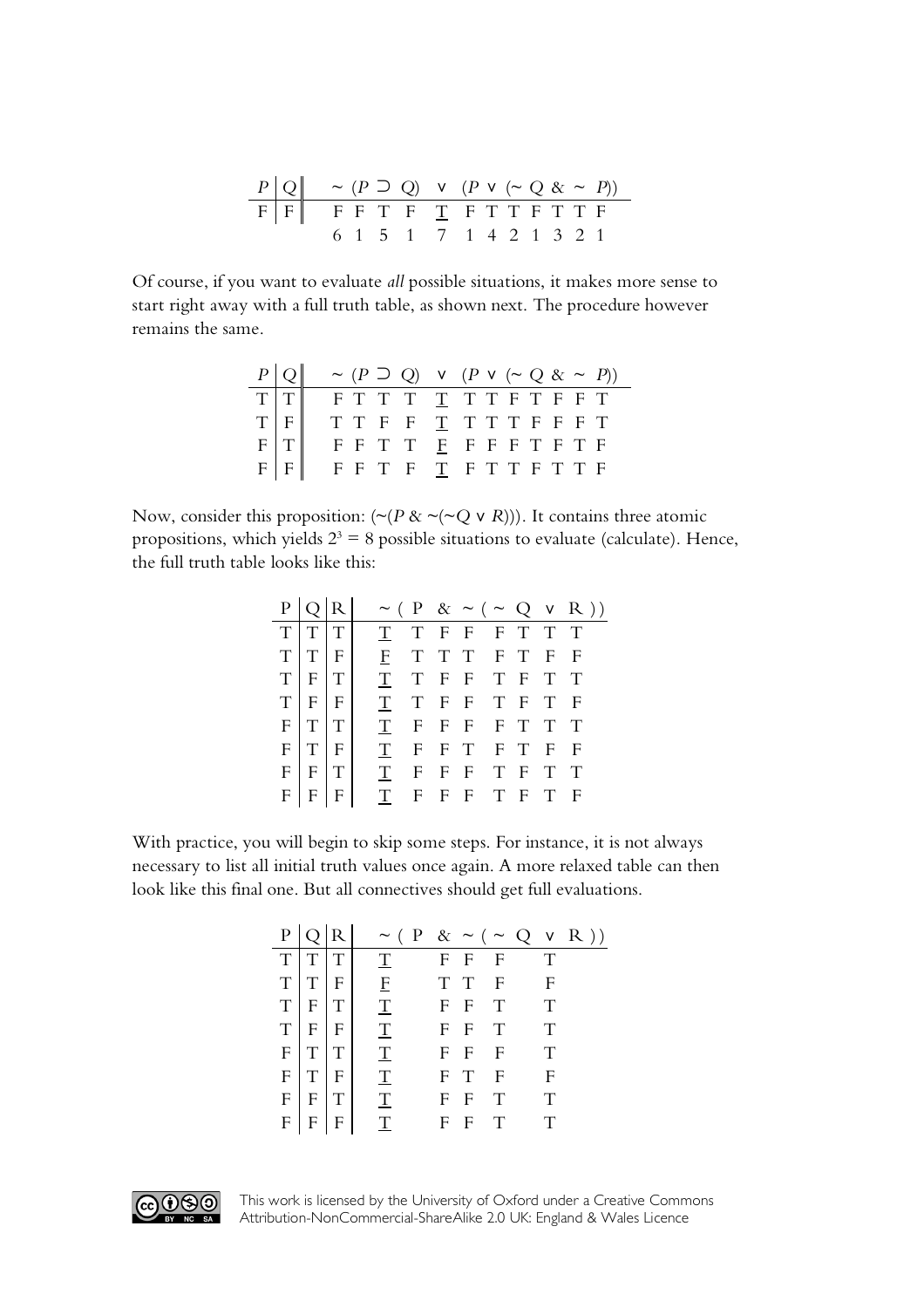| $P$ | $Q$ | ~ | ($P$ | ⊃ | $Q$) | ∨ | ($P$ | ∨ | (~ | $Q$ | & | ~ | $P$)) |
|---|---|---|---|---|---|---|---|---|---|---|---|---|---|
| F | F | F | F | T | F | <u>T</u> | F | T | T | F | T | T | F |
| | | 6 | 1 | 5 | 1 | 7 | 1 | 4 | 2 | 1 | 3 | 2 | 1 |

Of course, if you want to evaluate *all* possible situations, it makes more sense to start right away with a full truth table, as shown next. The procedure however remains the same.

| $P$ | $Q$ | ~ | ($P$ | ⊃ | $Q$) | ∨ | ($P$ | ∨ | (~ | $Q$ | & | ~ | $P$)) |
|---|---|---|---|---|---|---|---|---|---|---|---|---|---|
| T | T | F | T | T | T | <u>T</u> | T | T | F | T | F | F | T |
| T | F | T | T | F | F | <u>T</u> | T | T | T | F | F | F | T |
| F | T | F | F | T | T | <u>F</u> | F | F | F | T | F | T | F |
| F | F | F | F | T | F | <u>T</u> | F | T | T | F | T | T | F |

Now, consider this proposition: (~($P$ & ~(~$Q$ ∨ $R$))). It contains three atomic propositions, which yields $2^3 = 8$ possible situations to evaluate (calculate). Hence, the full truth table looks like this:

| P | Q | R | ~ ( | P | & | ~ ( | ~ | Q | ∨ | R ) ) |
|---|---|---|---|---|---|---|---|---|---|---|
| T | T | T | <u>T</u> | T | F | F | F | T | T | T |
| T | T | F | <u>F</u> | T | T | T | F | T | F | F |
| T | F | T | <u>T</u> | T | F | F | T | F | T | T |
| T | F | F | <u>T</u> | T | F | F | T | F | T | F |
| F | T | T | <u>T</u> | F | F | F | F | T | T | T |
| F | T | F | <u>T</u> | F | F | T | F | T | F | F |
| F | F | T | <u>T</u> | F | F | F | T | F | T | T |
| F | F | F | <u>T</u> | F | F | F | T | F | T | F |

With practice, you will begin to skip some steps. For instance, it is not always necessary to list all initial truth values once again. A more relaxed table can then look like this final one. But all connectives should get full evaluations.

| P | Q | R | ~ ( | P | & | ~ ( | ~ | Q | ∨ | R ) ) |
|---|---|---|---|---|---|---|---|---|---|---|
| T | T | T | <u>T</u> | | F | F | F | | T | |
| T | T | F | <u>F</u> | | T | T | F | | F | |
| T | F | T | <u>T</u> | | F | F | T | | T | |
| T | F | F | <u>T</u> | | F | F | T | | T | |
| F | T | T | <u>T</u> | | F | F | F | | T | |
| F | T | F | <u>T</u> | | F | T | F | | F | |
| F | F | T | <u>T</u> | | F | F | T | | T | |
| F | F | F | <u>T</u> | | F | F | T | | T | |

This work is licensed by the University of Oxford under a Creative Commons Attribution-NonCommercial-ShareAlike 2.0 UK: England & Wales Licence